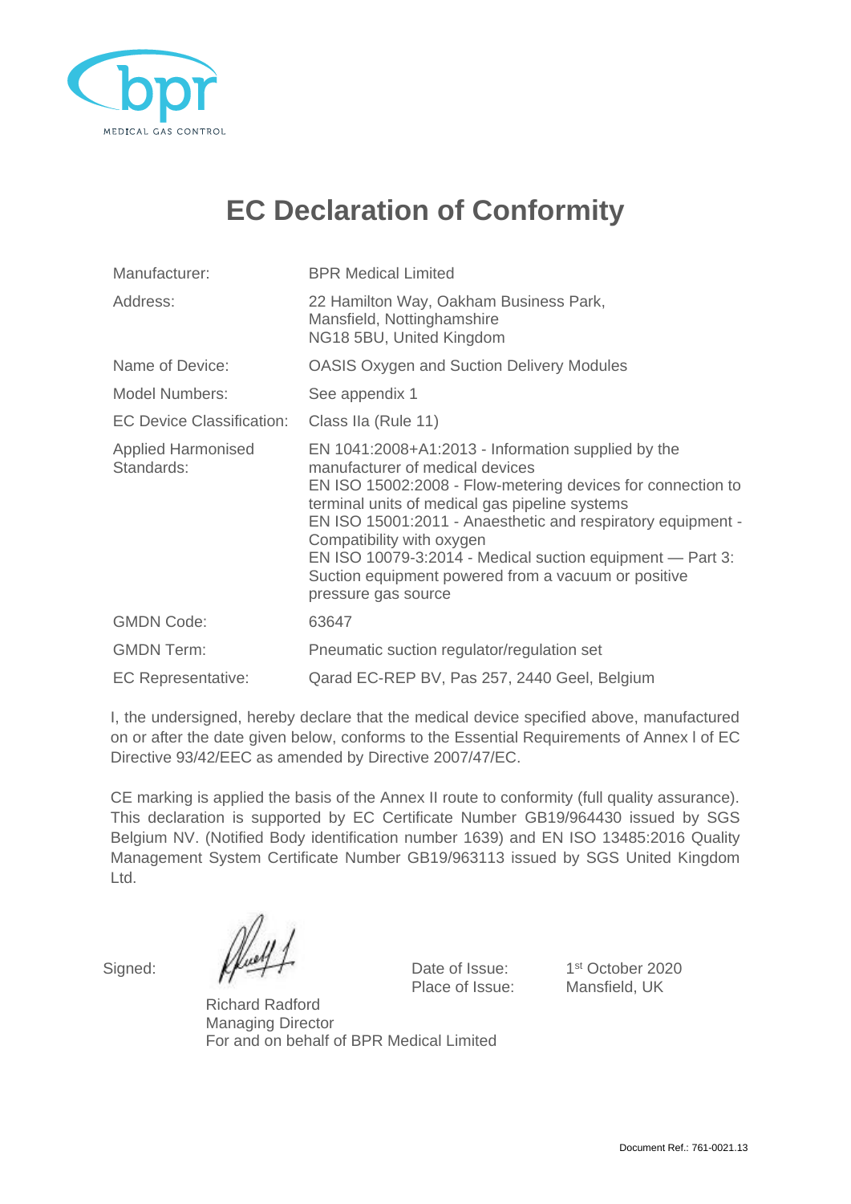bpr

MEDICAL GAS CONTROL

# EC Declaration of Conformity

| | |
|---|---|
| Manufacturer: | BPR Medical Limited |
| Address: | 22 Hamilton Way, Oakham Business Park, Mansfield, Nottinghamshire NG18 5BU, United Kingdom |
| Name of Device: | OASIS Oxygen and Suction Delivery Modules |
| Model Numbers: | See appendix 1 |
| EC Device Classification: | Class IIa (Rule 11) |
| Applied Harmonised Standards: | EN 1041:2008+A1:2013 - Information supplied by the manufacturer of medical devices<br>EN ISO 15002:2008 - Flow-metering devices for connection to terminal units of medical gas pipeline systems<br>EN ISO 15001:2011 - Anaesthetic and respiratory equipment - Compatibility with oxygen<br>EN ISO 10079-3:2014 - Medical suction equipment — Part 3: Suction equipment powered from a vacuum or positive pressure gas source |
| GMDN Code: | 63647 |
| GMDN Term: | Pneumatic suction regulator/regulation set |
| EC Representative: | Qarad EC-REP BV, Pas 257, 2440 Geel, Belgium |

I, the undersigned, hereby declare that the medical device specified above, manufactured on or after the date given below, conforms to the Essential Requirements of Annex I of EC Directive 93/42/EEC as amended by Directive 2007/47/EC.

CE marking is applied the basis of the Annex II route to conformity (full quality assurance). This declaration is supported by EC Certificate Number GB19/964430 issued by SGS Belgium NV. (Notified Body identification number 1639) and EN ISO 13485:2016 Quality Management System Certificate Number GB19/963113 issued by SGS United Kingdom Ltd.

Signed:

Richard Radford
Managing Director
For and on behalf of BPR Medical Limited

Date of Issue: 1st October 2020
Place of Issue: Mansfield, UK

Document Ref.: 761-0021.13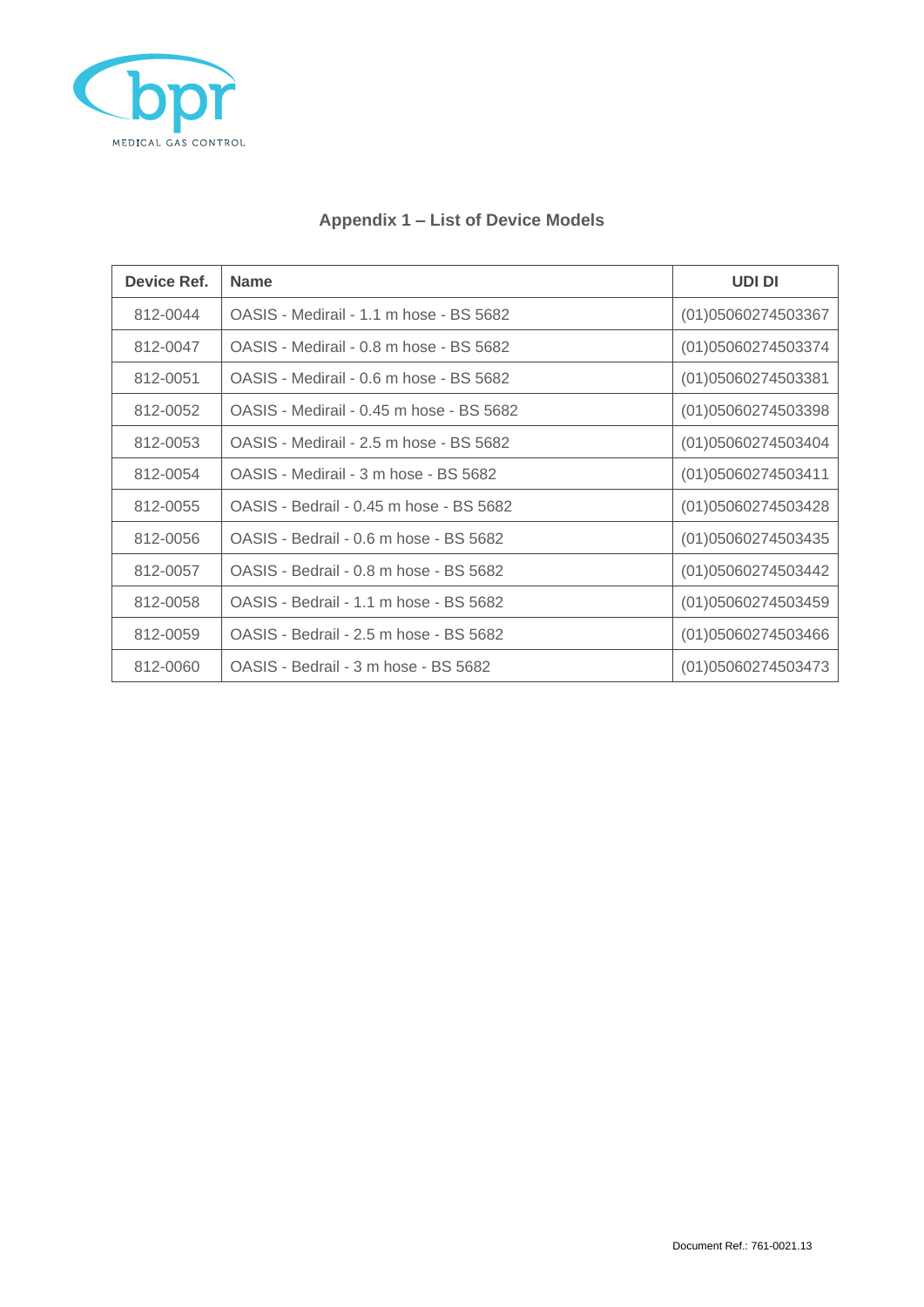## Appendix 1 – List of Device Models

| Device Ref. | Name | UDI DI |
|---|---|---|
| 812-0044 | OASIS - Medirail - 1.1 m hose - BS 5682 | (01)05060274503367 |
| 812-0047 | OASIS - Medirail - 0.8 m hose - BS 5682 | (01)05060274503374 |
| 812-0051 | OASIS - Medirail - 0.6 m hose - BS 5682 | (01)05060274503381 |
| 812-0052 | OASIS - Medirail - 0.45 m hose - BS 5682 | (01)05060274503398 |
| 812-0053 | OASIS - Medirail - 2.5 m hose - BS 5682 | (01)05060274503404 |
| 812-0054 | OASIS - Medirail - 3 m hose - BS 5682 | (01)05060274503411 |
| 812-0055 | OASIS - Bedrail - 0.45 m hose - BS 5682 | (01)05060274503428 |
| 812-0056 | OASIS - Bedrail - 0.6 m hose - BS 5682 | (01)05060274503435 |
| 812-0057 | OASIS - Bedrail - 0.8 m hose - BS 5682 | (01)05060274503442 |
| 812-0058 | OASIS - Bedrail - 1.1 m hose - BS 5682 | (01)05060274503459 |
| 812-0059 | OASIS - Bedrail - 2.5 m hose - BS 5682 | (01)05060274503466 |
| 812-0060 | OASIS - Bedrail - 3 m hose - BS 5682 | (01)05060274503473 |